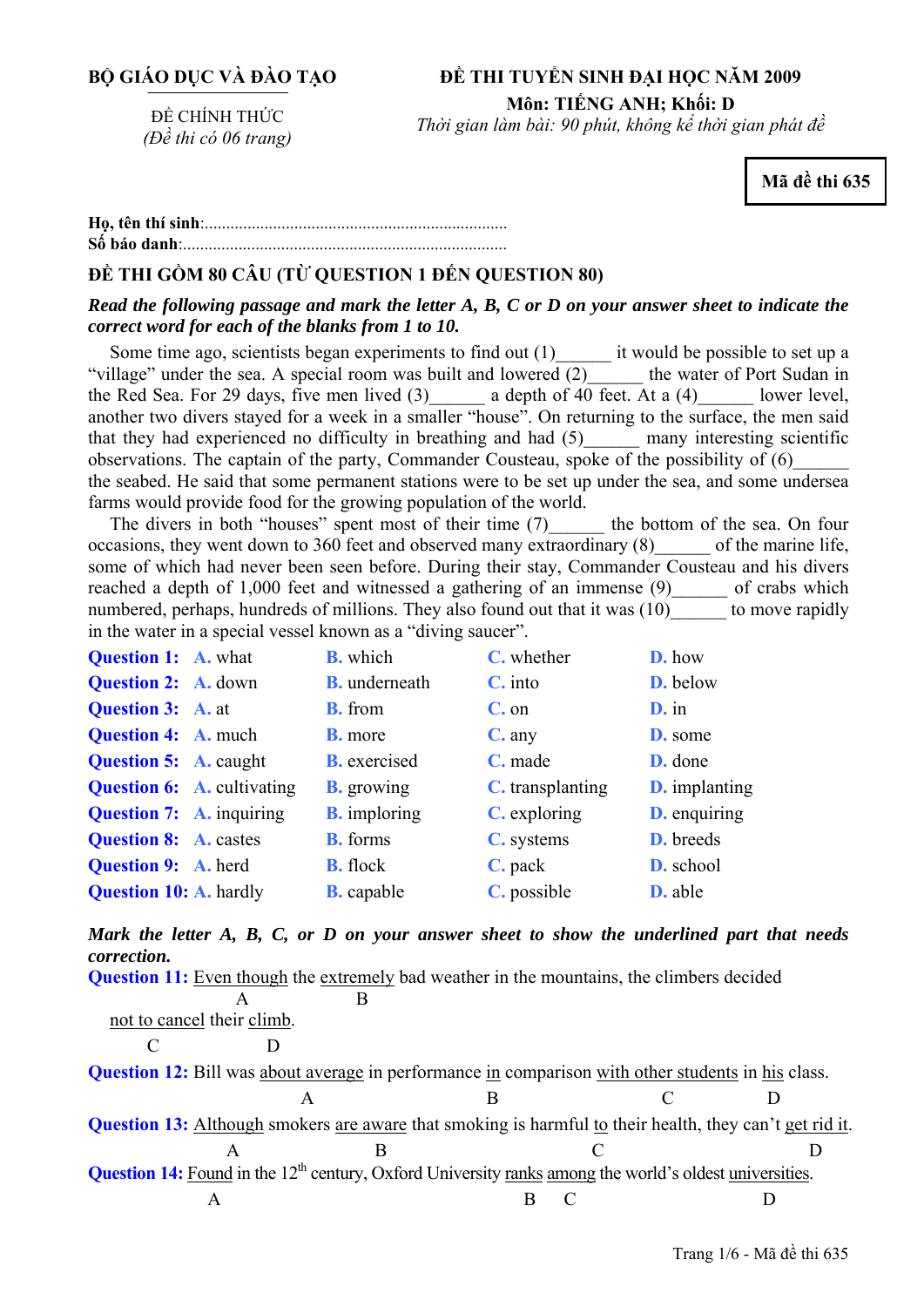**BỘ GIÁO DỤC VÀ ĐÀO TẠO**

ĐỀ CHÍNH THỨC
*(Đề thi có 06 trang)*

**ĐỀ THI TUYỂN SINH ĐẠI HỌC NĂM 2009**
**Môn: TIẾNG ANH; Khối: D**
*Thời gian làm bài: 90 phút, không kể thời gian phát đề*

**Mã đề thi 635**

**Họ, tên thí sinh**:..........................................................................
**Số báo danh**:..............................................................................

**ĐỀ THI GỒM 80 CÂU (TỪ QUESTION 1 ĐẾN QUESTION 80)**

***Read the following passage and mark the letter A, B, C or D on your answer sheet to indicate the correct word for each of the blanks from 1 to 10.***

Some time ago, scientists began experiments to find out (1)______ it would be possible to set up a "village" under the sea. A special room was built and lowered (2)______ the water of Port Sudan in the Red Sea. For 29 days, five men lived (3)______ a depth of 40 feet. At a (4)______ lower level, another two divers stayed for a week in a smaller "house". On returning to the surface, the men said that they had experienced no difficulty in breathing and had (5)______ many interesting scientific observations. The captain of the party, Commander Cousteau, spoke of the possibility of (6)______ the seabed. He said that some permanent stations were to be set up under the sea, and some undersea farms would provide food for the growing population of the world.

The divers in both "houses" spent most of their time (7)______ the bottom of the sea. On four occasions, they went down to 360 feet and observed many extraordinary (8)______ of the marine life, some of which had never been seen before. During their stay, Commander Cousteau and his divers reached a depth of 1,000 feet and witnessed a gathering of an immense (9)______ of crabs which numbered, perhaps, hundreds of millions. They also found out that it was (10)______ to move rapidly in the water in a special vessel known as a "diving saucer".

**Question 1:** A. what B. which C. whether D. how
**Question 2:** A. down B. underneath C. into D. below
**Question 3:** A. at B. from C. on D. in
**Question 4:** A. much B. more C. any D. some
**Question 5:** A. caught B. exercised C. made D. done
**Question 6:** A. cultivating B. growing C. transplanting D. implanting
**Question 7:** A. inquiring B. imploring C. exploring D. enquiring
**Question 8:** A. castes B. forms C. systems D. breeds
**Question 9:** A. herd B. flock C. pack D. school
**Question 10:** A. hardly B. capable C. possible D. able

***Mark the letter A, B, C, or D on your answer sheet to show the underlined part that needs correction.***

**Question 11:** Even though (A) the extremely (B) bad weather in the mountains, the climbers decided not to cancel (C) their climb (D).

**Question 12:** Bill was about average (A) in (B) performance in comparison with other students (C) in his (D) class.

**Question 13:** Although (A) smokers are aware (B) that smoking is harmful to (C) their health, they can't get rid it (D).

**Question 14:** Found (A) in the 12th century, Oxford University ranks (B) among (C) the world's oldest universities (D).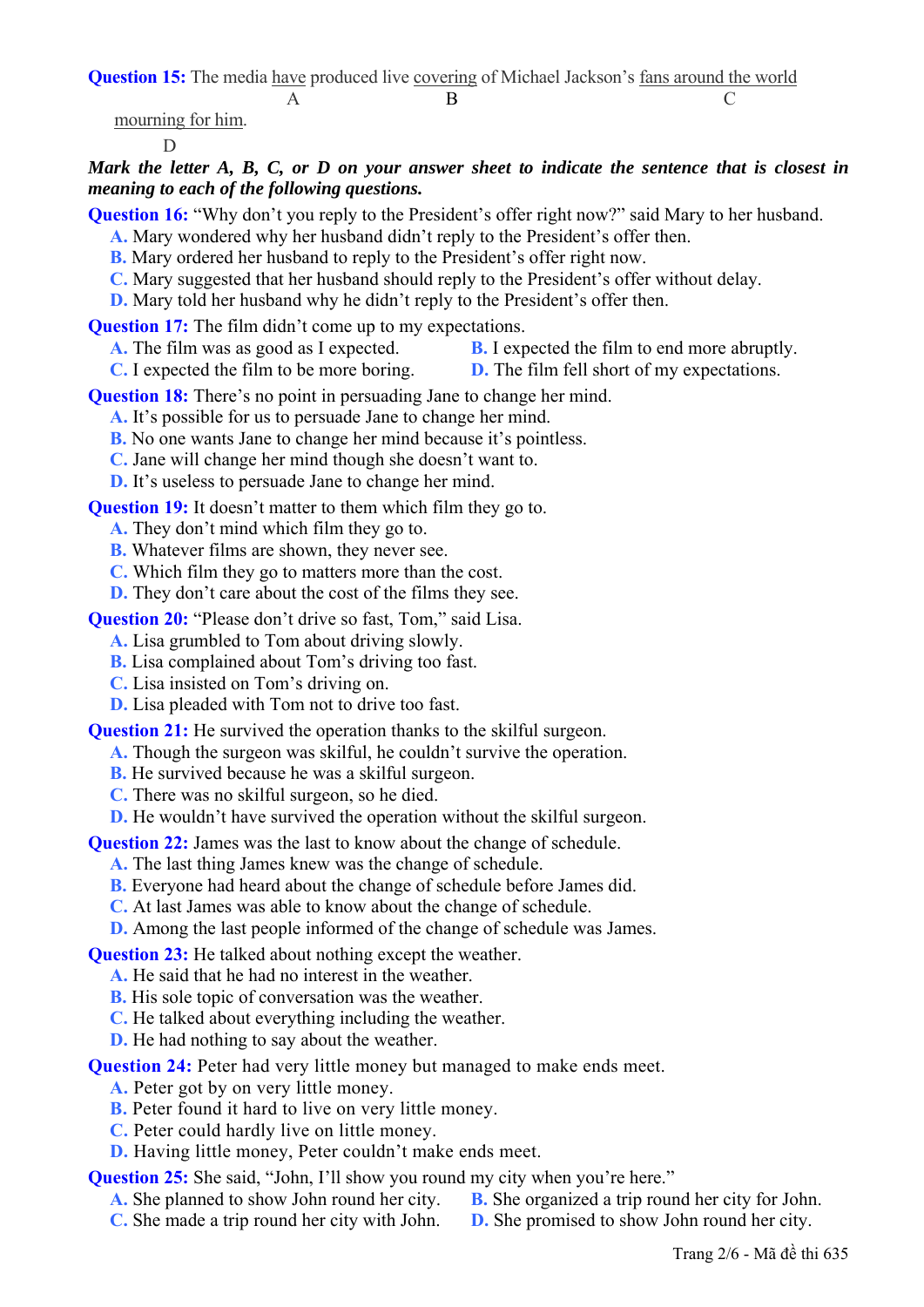**Question 15:** The media <u>have</u> produced live <u>covering</u> of Michael Jackson's <u>fans around the world</u> <u>mourning for him</u>.

A: have — B: covering — C: fans around the world — D: mourning for him

***Mark the letter A, B, C, or D on your answer sheet to indicate the sentence that is closest in meaning to each of the following questions.***

**Question 16:** "Why don't you reply to the President's offer right now?" said Mary to her husband.

**A.** Mary wondered why her husband didn't reply to the President's offer then.
**B.** Mary ordered her husband to reply to the President's offer right now.
**C.** Mary suggested that her husband should reply to the President's offer without delay.
**D.** Mary told her husband why he didn't reply to the President's offer then.

**Question 17:** The film didn't come up to my expectations.

**A.** The film was as good as I expected.
**B.** I expected the film to end more abruptly.
**C.** I expected the film to be more boring.
**D.** The film fell short of my expectations.

**Question 18:** There's no point in persuading Jane to change her mind.

**A.** It's possible for us to persuade Jane to change her mind.
**B.** No one wants Jane to change her mind because it's pointless.
**C.** Jane will change her mind though she doesn't want to.
**D.** It's useless to persuade Jane to change her mind.

**Question 19:** It doesn't matter to them which film they go to.

**A.** They don't mind which film they go to.
**B.** Whatever films are shown, they never see.
**C.** Which film they go to matters more than the cost.
**D.** They don't care about the cost of the films they see.

**Question 20:** "Please don't drive so fast, Tom," said Lisa.

**A.** Lisa grumbled to Tom about driving slowly.
**B.** Lisa complained about Tom's driving too fast.
**C.** Lisa insisted on Tom's driving on.
**D.** Lisa pleaded with Tom not to drive too fast.

**Question 21:** He survived the operation thanks to the skilful surgeon.

**A.** Though the surgeon was skilful, he couldn't survive the operation.
**B.** He survived because he was a skilful surgeon.
**C.** There was no skilful surgeon, so he died.
**D.** He wouldn't have survived the operation without the skilful surgeon.

**Question 22:** James was the last to know about the change of schedule.

**A.** The last thing James knew was the change of schedule.
**B.** Everyone had heard about the change of schedule before James did.
**C.** At last James was able to know about the change of schedule.
**D.** Among the last people informed of the change of schedule was James.

**Question 23:** He talked about nothing except the weather.

**A.** He said that he had no interest in the weather.
**B.** His sole topic of conversation was the weather.
**C.** He talked about everything including the weather.
**D.** He had nothing to say about the weather.

**Question 24:** Peter had very little money but managed to make ends meet.

**A.** Peter got by on very little money.
**B.** Peter found it hard to live on very little money.
**C.** Peter could hardly live on little money.
**D.** Having little money, Peter couldn't make ends meet.

**Question 25:** She said, "John, I'll show you round my city when you're here."

**A.** She planned to show John round her city.
**B.** She organized a trip round her city for John.
**C.** She made a trip round her city with John.
**D.** She promised to show John round her city.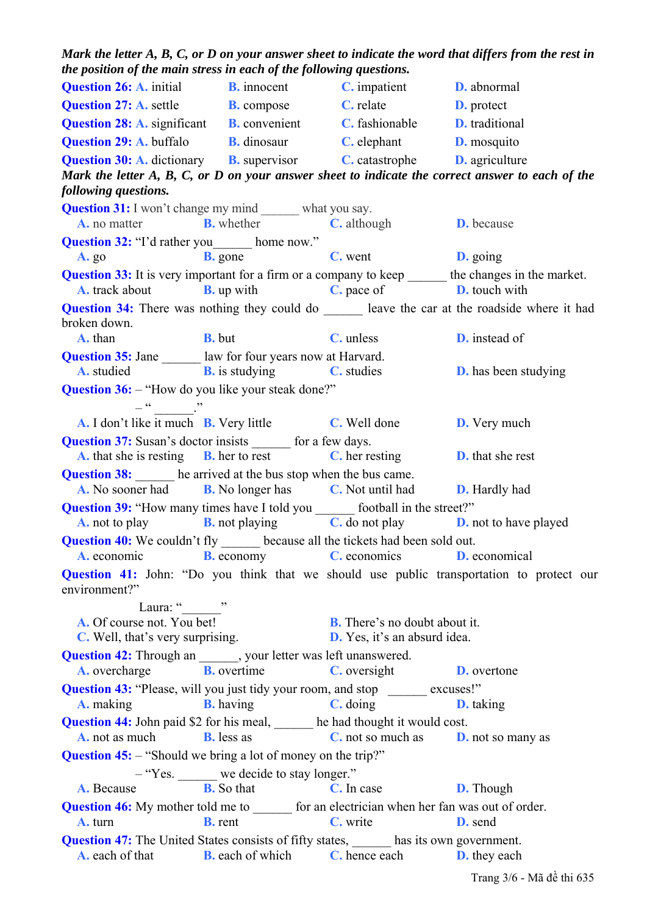***Mark the letter A, B, C, or D on your answer sheet to indicate the word that differs from the rest in the position of the main stress in each of the following questions.***

**Question 26:** **A.** initial **B.** innocent **C.** impatient **D.** abnormal

**Question 27:** **A.** settle **B.** compose **C.** relate **D.** protect

**Question 28:** **A.** significant **B.** convenient **C.** fashionable **D.** traditional

**Question 29:** **A.** buffalo **B.** dinosaur **C.** elephant **D.** mosquito

**Question 30:** **A.** dictionary **B.** supervisor **C.** catastrophe **D.** agriculture

***Mark the letter A, B, C, or D on your answer sheet to indicate the correct answer to each of the following questions.***

**Question 31:** I won't change my mind ______ what you say.
**A.** no matter **B.** whether **C.** although **D.** because

**Question 32:** "I'd rather you______ home now."
**A.** go **B.** gone **C.** went **D.** going

**Question 33:** It is very important for a firm or a company to keep ______ the changes in the market.
**A.** track about **B.** up with **C.** pace of **D.** touch with

**Question 34:** There was nothing they could do ______ leave the car at the roadside where it had broken down.
**A.** than **B.** but **C.** unless **D.** instead of

**Question 35:** Jane ______ law for four years now at Harvard.
**A.** studied **B.** is studying **C.** studies **D.** has been studying

**Question 36:** – "How do you like your steak done?"
– "______."
**A.** I don't like it much **B.** Very little **C.** Well done **D.** Very much

**Question 37:** Susan's doctor insists ______ for a few days.
**A.** that she is resting **B.** her to rest **C.** her resting **D.** that she rest

**Question 38:** ______ he arrived at the bus stop when the bus came.
**A.** No sooner had **B.** No longer has **C.** Not until had **D.** Hardly had

**Question 39:** "How many times have I told you ______ football in the street?"
**A.** not to play **B.** not playing **C.** do not play **D.** not to have played

**Question 40:** We couldn't fly ______ because all the tickets had been sold out.
**A.** economic **B.** economy **C.** economics **D.** economical

**Question 41:** John: "Do you think that we should use public transportation to protect our environment?"
Laura: "______"
**A.** Of course not. You bet! **B.** There's no doubt about it.
**C.** Well, that's very surprising. **D.** Yes, it's an absurd idea.

**Question 42:** Through an ______, your letter was left unanswered.
**A.** overcharge **B.** overtime **C.** oversight **D.** overtone

**Question 43:** "Please, will you just tidy your room, and stop ______ excuses!"
**A.** making **B.** having **C.** doing **D.** taking

**Question 44:** John paid $2 for his meal, ______ he had thought it would cost.
**A.** not as much **B.** less as **C.** not so much as **D.** not so many as

**Question 45:** – "Should we bring a lot of money on the trip?"
– "Yes. ______ we decide to stay longer."
**A.** Because **B.** So that **C.** In case **D.** Though

**Question 46:** My mother told me to ______ for an electrician when her fan was out of order.
**A.** turn **B.** rent **C.** write **D.** send

**Question 47:** The United States consists of fifty states, ______ has its own government.
**A.** each of that **B.** each of which **C.** hence each **D.** they each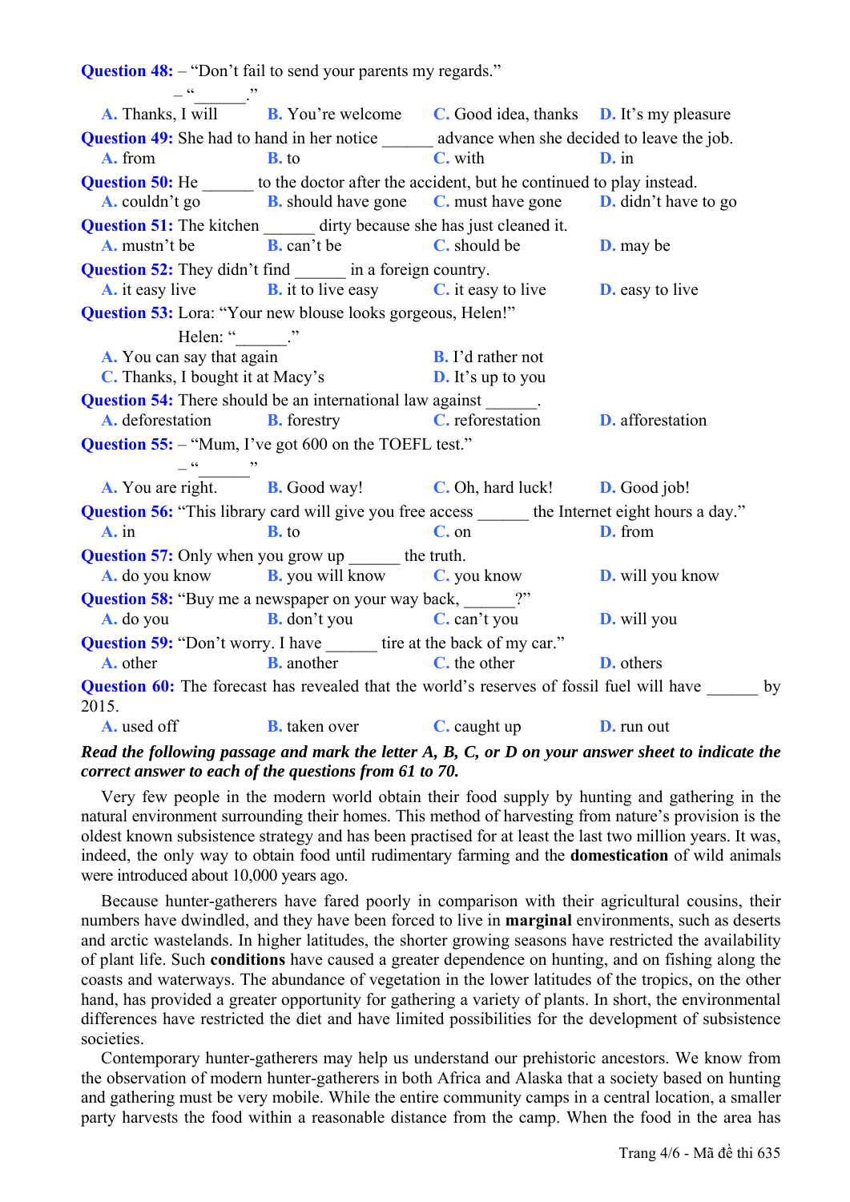**Question 48:** – "Don't fail to send your parents my regards."

– "______."

A. Thanks, I will  B. You're welcome  C. Good idea, thanks  D. It's my pleasure

**Question 49:** She had to hand in her notice ______ advance when she decided to leave the job.

A. from  B. to  C. with  D. in

**Question 50:** He ______ to the doctor after the accident, but he continued to play instead.

A. couldn't go  B. should have gone  C. must have gone  D. didn't have to go

**Question 51:** The kitchen ______ dirty because she has just cleaned it.

A. mustn't be  B. can't be  C. should be  D. may be

**Question 52:** They didn't find ______ in a foreign country.

A. it easy live  B. it to live easy  C. it easy to live  D. easy to live

**Question 53:** Lora: "Your new blouse looks gorgeous, Helen!"

Helen: "______."

A. You can say that again  B. I'd rather not

C. Thanks, I bought it at Macy's  D. It's up to you

**Question 54:** There should be an international law against ______.

A. deforestation  B. forestry  C. reforestation  D. afforestation

**Question 55:** – "Mum, I've got 600 on the TOEFL test."

– "______"

A. You are right.  B. Good way!  C. Oh, hard luck!  D. Good job!

**Question 56:** "This library card will give you free access ______ the Internet eight hours a day."

A. in  B. to  C. on  D. from

**Question 57:** Only when you grow up ______ the truth.

A. do you know  B. you will know  C. you know  D. will you know

**Question 58:** "Buy me a newspaper on your way back, ______?"

A. do you  B. don't you  C. can't you  D. will you

**Question 59:** "Don't worry. I have ______ tire at the back of my car."

A. other  B. another  C. the other  D. others

**Question 60:** The forecast has revealed that the world's reserves of fossil fuel will have ______ by 2015.

A. used off  B. taken over  C. caught up  D. run out

***Read the following passage and mark the letter A, B, C, or D on your answer sheet to indicate the correct answer to each of the questions from 61 to 70.***

Very few people in the modern world obtain their food supply by hunting and gathering in the natural environment surrounding their homes. This method of harvesting from nature's provision is the oldest known subsistence strategy and has been practised for at least the last two million years. It was, indeed, the only way to obtain food until rudimentary farming and the **domestication** of wild animals were introduced about 10,000 years ago.

Because hunter-gatherers have fared poorly in comparison with their agricultural cousins, their numbers have dwindled, and they have been forced to live in **marginal** environments, such as deserts and arctic wastelands. In higher latitudes, the shorter growing seasons have restricted the availability of plant life. Such **conditions** have caused a greater dependence on hunting, and on fishing along the coasts and waterways. The abundance of vegetation in the lower latitudes of the tropics, on the other hand, has provided a greater opportunity for gathering a variety of plants. In short, the environmental differences have restricted the diet and have limited possibilities for the development of subsistence societies.

Contemporary hunter-gatherers may help us understand our prehistoric ancestors. We know from the observation of modern hunter-gatherers in both Africa and Alaska that a society based on hunting and gathering must be very mobile. While the entire community camps in a central location, a smaller party harvests the food within a reasonable distance from the camp. When the food in the area has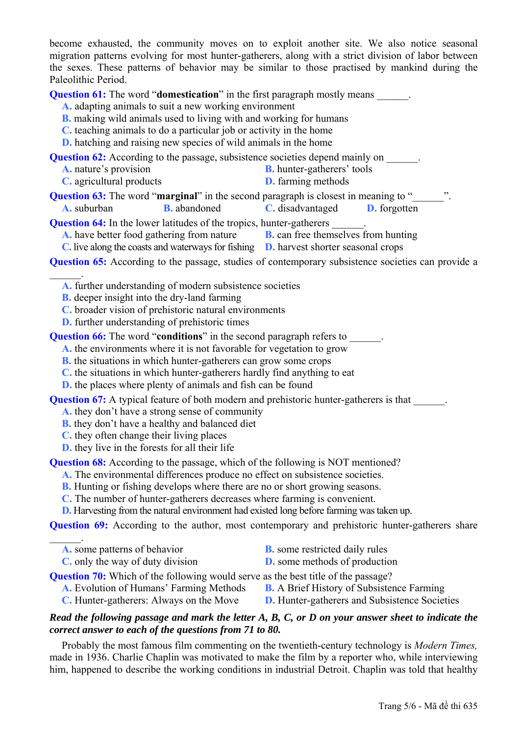become exhausted, the community moves on to exploit another site. We also notice seasonal migration patterns evolving for most hunter-gatherers, along with a strict division of labor between the sexes. These patterns of behavior may be similar to those practised by mankind during the Paleolithic Period.

**Question 61:** The word "**domestication**" in the first paragraph mostly means ______.

A. adapting animals to suit a new working environment
B. making wild animals used to living with and working for humans
C. teaching animals to do a particular job or activity in the home
D. hatching and raising new species of wild animals in the home

**Question 62:** According to the passage, subsistence societies depend mainly on ______.

A. nature's provision
B. hunter-gatherers' tools
C. agricultural products
D. farming methods

**Question 63:** The word "**marginal**" in the second paragraph is closest in meaning to "______".

A. suburban
B. abandoned
C. disadvantaged
D. forgotten

**Question 64:** In the lower latitudes of the tropics, hunter-gatherers ______.

A. have better food gathering from nature
B. can free themselves from hunting
C. live along the coasts and waterways for fishing
D. harvest shorter seasonal crops

**Question 65:** According to the passage, studies of contemporary subsistence societies can provide a ______.

A. further understanding of modern subsistence societies
B. deeper insight into the dry-land farming
C. broader vision of prehistoric natural environments
D. further understanding of prehistoric times

**Question 66:** The word "**conditions**" in the second paragraph refers to ______.

A. the environments where it is not favorable for vegetation to grow
B. the situations in which hunter-gatherers can grow some crops
C. the situations in which hunter-gatherers hardly find anything to eat
D. the places where plenty of animals and fish can be found

**Question 67:** A typical feature of both modern and prehistoric hunter-gatherers is that ______.

A. they don't have a strong sense of community
B. they don't have a healthy and balanced diet
C. they often change their living places
D. they live in the forests for all their life

**Question 68:** According to the passage, which of the following is NOT mentioned?

A. The environmental differences produce no effect on subsistence societies.
B. Hunting or fishing develops where there are no or short growing seasons.
C. The number of hunter-gatherers decreases where farming is convenient.
D. Harvesting from the natural environment had existed long before farming was taken up.

**Question 69:** According to the author, most contemporary and prehistoric hunter-gatherers share ______.

A. some patterns of behavior
B. some restricted daily rules
C. only the way of duty division
D. some methods of production

**Question 70:** Which of the following would serve as the best title of the passage?

A. Evolution of Humans' Farming Methods
B. A Brief History of Subsistence Farming
C. Hunter-gatherers: Always on the Move
D. Hunter-gatherers and Subsistence Societies

***Read the following passage and mark the letter A, B, C, or D on your answer sheet to indicate the correct answer to each of the questions from 71 to 80.***

Probably the most famous film commenting on the twentieth-century technology is *Modern Times,* made in 1936. Charlie Chaplin was motivated to make the film by a reporter who, while interviewing him, happened to describe the working conditions in industrial Detroit. Chaplin was told that healthy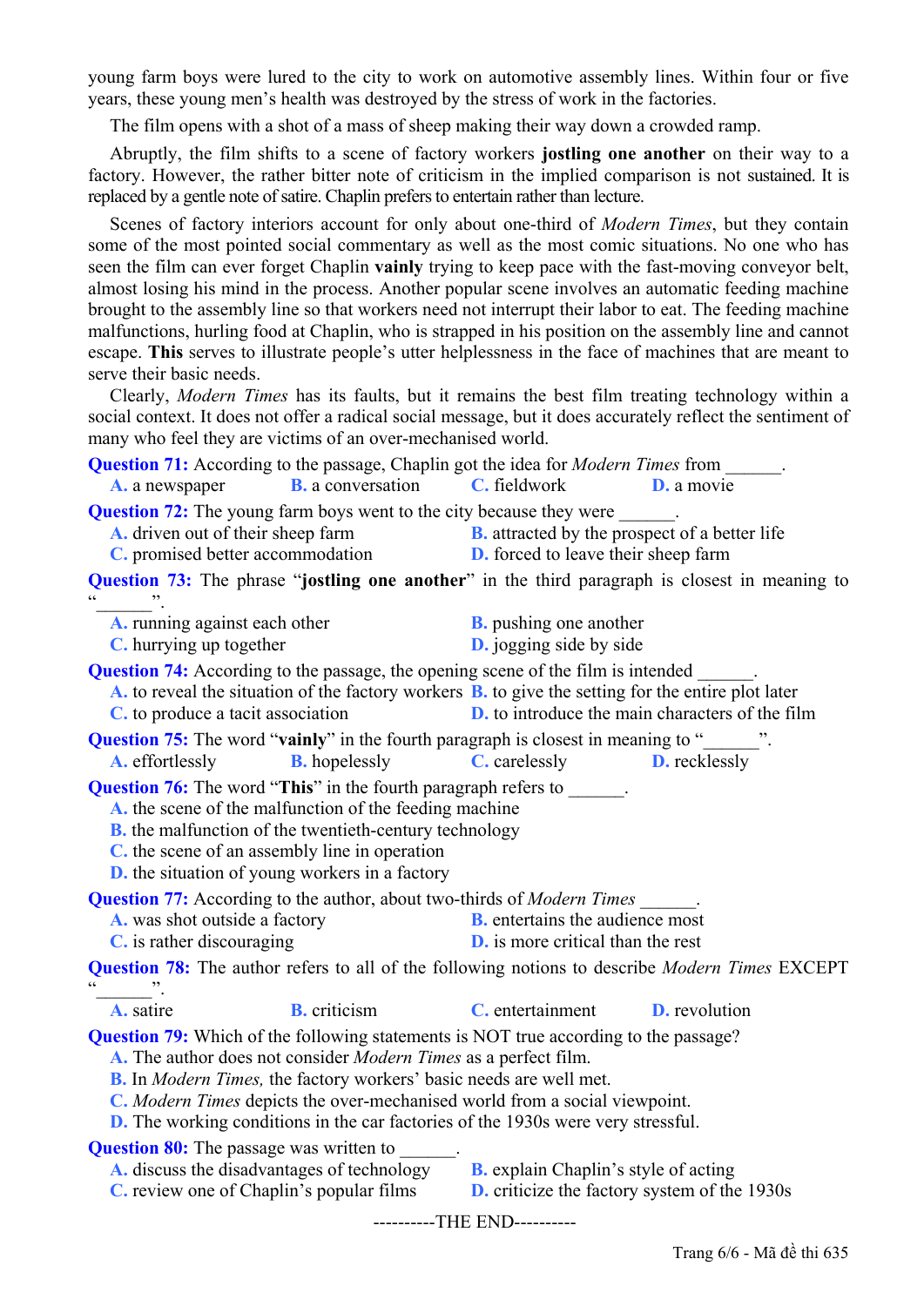young farm boys were lured to the city to work on automotive assembly lines. Within four or five years, these young men's health was destroyed by the stress of work in the factories.

The film opens with a shot of a mass of sheep making their way down a crowded ramp.

Abruptly, the film shifts to a scene of factory workers **jostling one another** on their way to a factory. However, the rather bitter note of criticism in the implied comparison is not sustained. It is replaced by a gentle note of satire. Chaplin prefers to entertain rather than lecture.

Scenes of factory interiors account for only about one-third of *Modern Times*, but they contain some of the most pointed social commentary as well as the most comic situations. No one who has seen the film can ever forget Chaplin **vainly** trying to keep pace with the fast-moving conveyor belt, almost losing his mind in the process. Another popular scene involves an automatic feeding machine brought to the assembly line so that workers need not interrupt their labor to eat. The feeding machine malfunctions, hurling food at Chaplin, who is strapped in his position on the assembly line and cannot escape. **This** serves to illustrate people's utter helplessness in the face of machines that are meant to serve their basic needs.

Clearly, *Modern Times* has its faults, but it remains the best film treating technology within a social context. It does not offer a radical social message, but it does accurately reflect the sentiment of many who feel they are victims of an over-mechanised world.

**Question 71:** According to the passage, Chaplin got the idea for *Modern Times* from ______.
A. a newspaper B. a conversation C. fieldwork D. a movie

**Question 72:** The young farm boys went to the city because they were ______.
A. driven out of their sheep farm
B. attracted by the prospect of a better life
C. promised better accommodation
D. forced to leave their sheep farm

**Question 73:** The phrase "**jostling one another**" in the third paragraph is closest in meaning to "______".
A. running against each other
B. pushing one another
C. hurrying up together
D. jogging side by side

**Question 74:** According to the passage, the opening scene of the film is intended ______.
A. to reveal the situation of the factory workers
B. to give the setting for the entire plot later
C. to produce a tacit association
D. to introduce the main characters of the film

**Question 75:** The word "**vainly**" in the fourth paragraph is closest in meaning to "______".
A. effortlessly B. hopelessly C. carelessly D. recklessly

**Question 76:** The word "**This**" in the fourth paragraph refers to ______.
A. the scene of the malfunction of the feeding machine
B. the malfunction of the twentieth-century technology
C. the scene of an assembly line in operation
D. the situation of young workers in a factory

**Question 77:** According to the author, about two-thirds of *Modern Times* ______.
A. was shot outside a factory
B. entertains the audience most
C. is rather discouraging
D. is more critical than the rest

**Question 78:** The author refers to all of the following notions to describe *Modern Times* EXCEPT "______".
A. satire B. criticism C. entertainment D. revolution

**Question 79:** Which of the following statements is NOT true according to the passage?
A. The author does not consider *Modern Times* as a perfect film.
B. In *Modern Times,* the factory workers' basic needs are well met.
C. *Modern Times* depicts the over-mechanised world from a social viewpoint.
D. The working conditions in the car factories of the 1930s were very stressful.

**Question 80:** The passage was written to ______.
A. discuss the disadvantages of technology
B. explain Chaplin's style of acting
C. review one of Chaplin's popular films
D. criticize the factory system of the 1930s

----------THE END----------